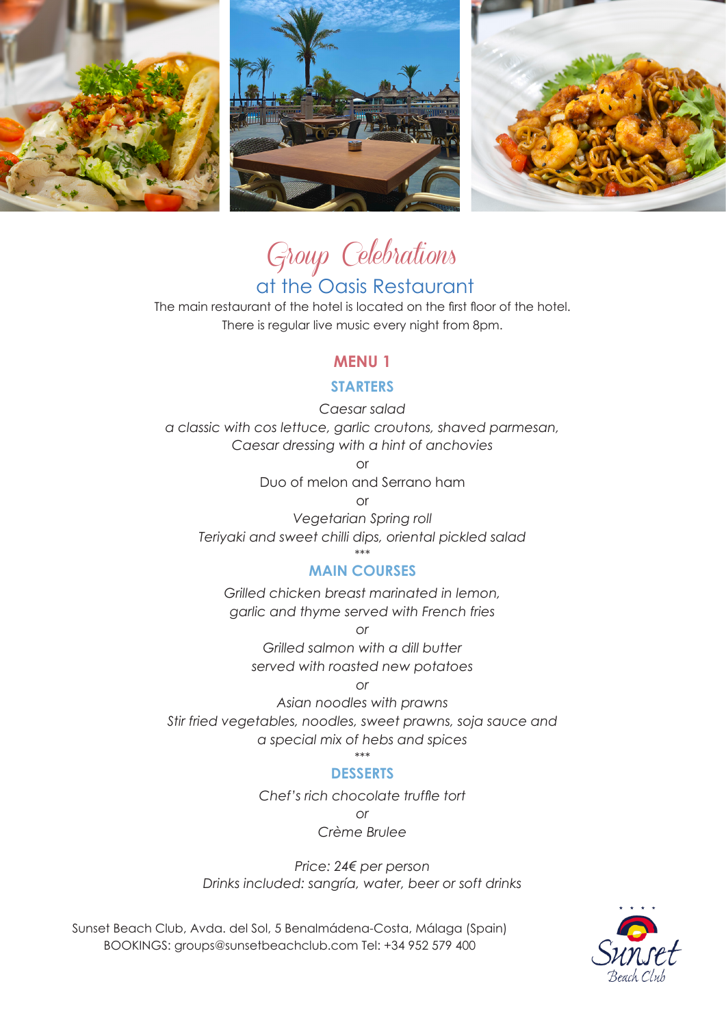# Group Celebrations

## at the Oasis Restaurant

The main restaurant of the hotel is located on the first floor of the hotel.
There is regular live music every night from 8pm.

### MENU 1

#### STARTERS

*Caesar salad*
*a classic with cos lettuce, garlic croutons, shaved parmesan, Caesar dressing with a hint of anchovies*

or

Duo of melon and Serrano ham

or

*Vegetarian Spring roll*
*Teriyaki and sweet chilli dips, oriental pickled salad*

***

#### MAIN COURSES

*Grilled chicken breast marinated in lemon, garlic and thyme served with French fries*

*or*

*Grilled salmon with a dill butter served with roasted new potatoes*

*or*

*Asian noodles with prawns*
*Stir fried vegetables, noodles, sweet prawns, soja sauce and a special mix of hebs and spices*

***

#### DESSERTS

*Chef's rich chocolate truffle tort*

*or*

*Crème Brulee*

*Price: 24€ per person*
*Drinks included: sangría, water, beer or soft drinks*

Sunset Beach Club, Avda. del Sol, 5 Benalmádena-Costa, Málaga (Spain)
BOOKINGS: groups@sunsetbeachclub.com Tel: +34 952 579 400

Sunset Beach Club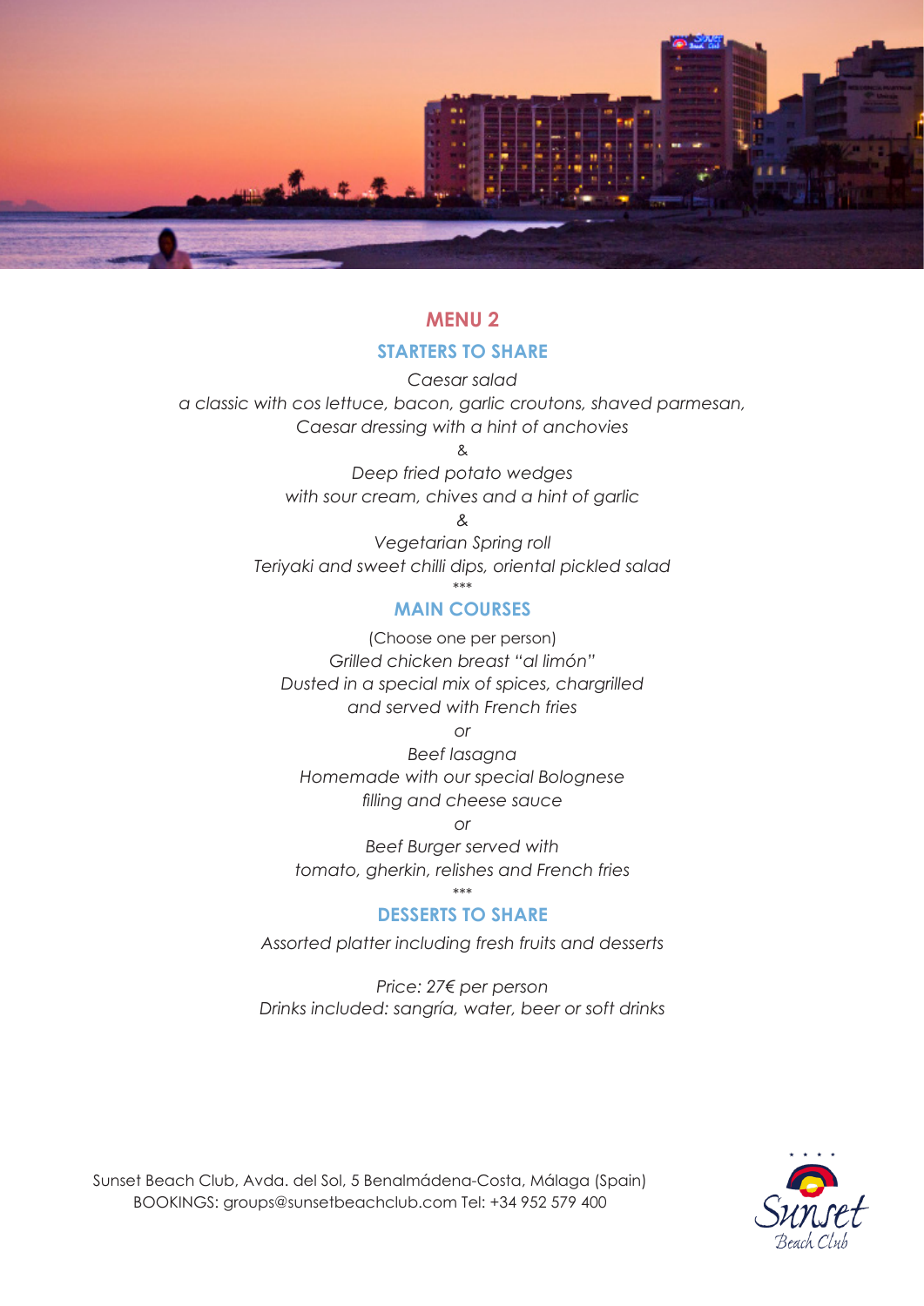## MENU 2

### STARTERS TO SHARE

*Caesar salad*
*a classic with cos lettuce, bacon, garlic croutons, shaved parmesan, Caesar dressing with a hint of anchovies*

&

*Deep fried potato wedges*
*with sour cream, chives and a hint of garlic*

&

*Vegetarian Spring roll*
*Teriyaki and sweet chilli dips, oriental pickled salad*

***

### MAIN COURSES

(Choose one per person)

*Grilled chicken breast "al limón"*
*Dusted in a special mix of spices, chargrilled and served with French fries*

*or*

*Beef lasagna*
*Homemade with our special Bolognese filling and cheese sauce*

*or*

*Beef Burger served with tomato, gherkin, relishes and French fries*

***

### DESSERTS TO SHARE

*Assorted platter including fresh fruits and desserts*

*Price: 27€ per person*
*Drinks included: sangría, water, beer or soft drinks*

Sunset Beach Club, Avda. del Sol, 5 Benalmádena-Costa, Málaga (Spain)
BOOKINGS: groups@sunsetbeachclub.com Tel: +34 952 579 400